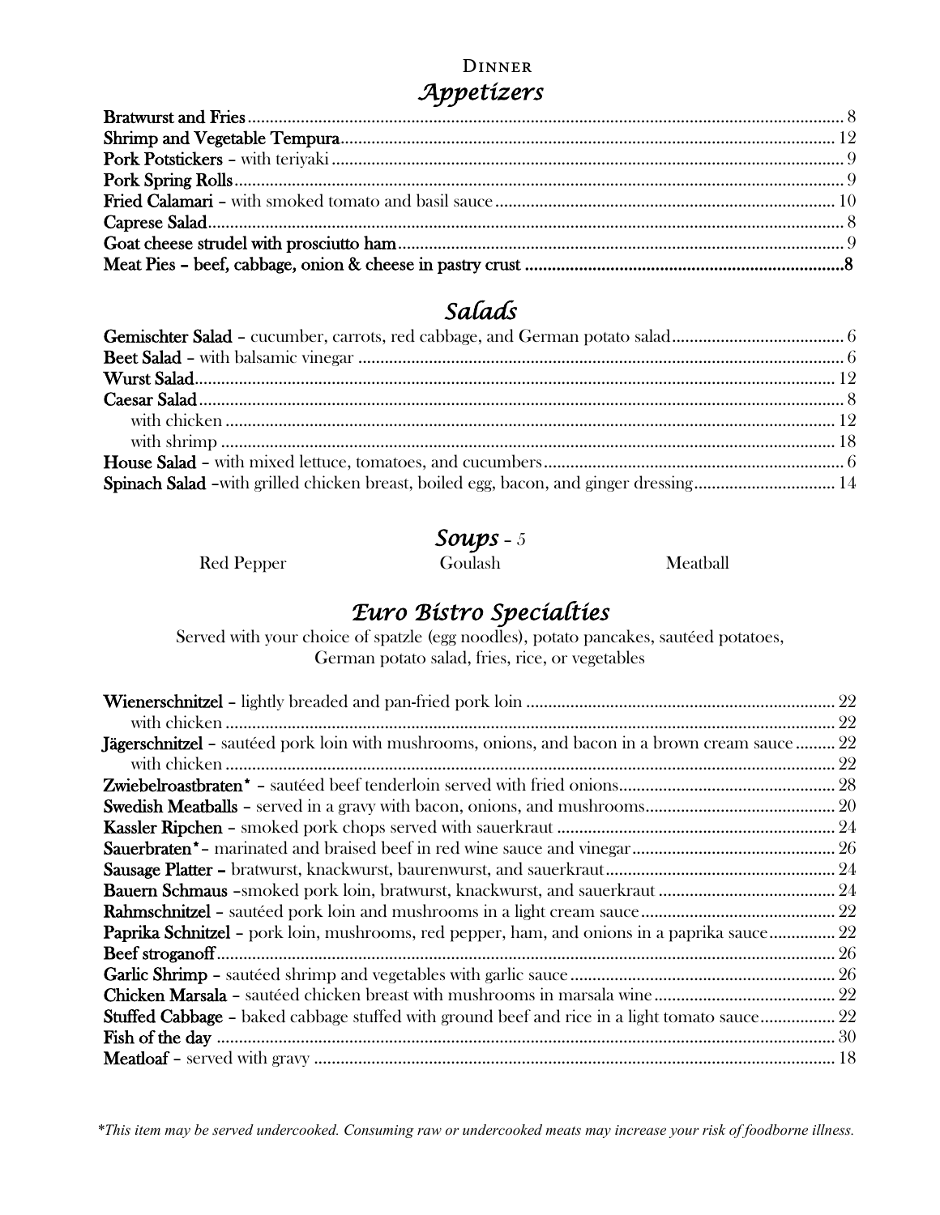# Dinner

## *Appetizers*

**Bratwurst and Fries**............................................................ 8
**Shrimp and Vegetable Tempura**............................................................ 12
**Pork Potstickers** – with teriyaki............................................................ 9
**Pork Spring Rolls**............................................................ 9
**Fried Calamari** – with smoked tomato and basil sauce............................................................ 10
**Caprese Salad**............................................................ 8
**Goat cheese strudel with prosciutto ham**............................................................ 9
**Meat Pies – beef, cabbage, onion & cheese in pastry crust ............................................................8**

## *Salads*

**Gemischter Salad** – cucumber, carrots, red cabbage, and German potato salad............................................................ 6
**Beet Salad** – with balsamic vinegar............................................................ 6
**Wurst Salad**............................................................ 12
**Caesar Salad**............................................................ 8
  with chicken............................................................ 12
  with shrimp............................................................ 18
**House Salad** – with mixed lettuce, tomatoes, and cucumbers............................................................ 6
**Spinach Salad** –with grilled chicken breast, boiled egg, bacon, and ginger dressing............................................................ 14

## *Soups* – 5

Red Pepper    Goulash    Meatball

## *Euro Bistro Specialties*

Served with your choice of spatzle (egg noodles), potato pancakes, sautéed potatoes, German potato salad, fries, rice, or vegetables

**Wienerschnitzel** – lightly breaded and pan-fried pork loin............................................................ 22
  with chicken............................................................ 22
**Jägerschnitzel** – sautéed pork loin with mushrooms, onions, and bacon in a brown cream sauce............................................................ 22
  with chicken............................................................ 22
**Zwiebelroastbraten*** – sautéed beef tenderloin served with fried onions............................................................ 28
**Swedish Meatballs** – served in a gravy with bacon, onions, and mushrooms............................................................ 20
**Kassler Ripchen** – smoked pork chops served with sauerkraut............................................................ 24
**Sauerbraten*** – marinated and braised beef in red wine sauce and vinegar............................................................ 26
**Sausage Platter** – bratwurst, knackwurst, baurenwurst, and sauerkraut............................................................ 24
**Bauern Schmaus** –smoked pork loin, bratwurst, knackwurst, and sauerkraut............................................................ 24
**Rahmschnitzel** – sautéed pork loin and mushrooms in a light cream sauce............................................................ 22
**Paprika Schnitzel** – pork loin, mushrooms, red pepper, ham, and onions in a paprika sauce............................................................ 22
**Beef stroganoff**............................................................ 26
**Garlic Shrimp** – sautéed shrimp and vegetables with garlic sauce............................................................ 26
**Chicken Marsala** – sautéed chicken breast with mushrooms in marsala wine............................................................ 22
**Stuffed Cabbage** – baked cabbage stuffed with ground beef and rice in a light tomato sauce............................................................ 22
**Fish of the day**............................................................ 30
**Meatloaf** – served with gravy............................................................ 18

*\*This item may be served undercooked. Consuming raw or undercooked meats may increase your risk of foodborne illness.*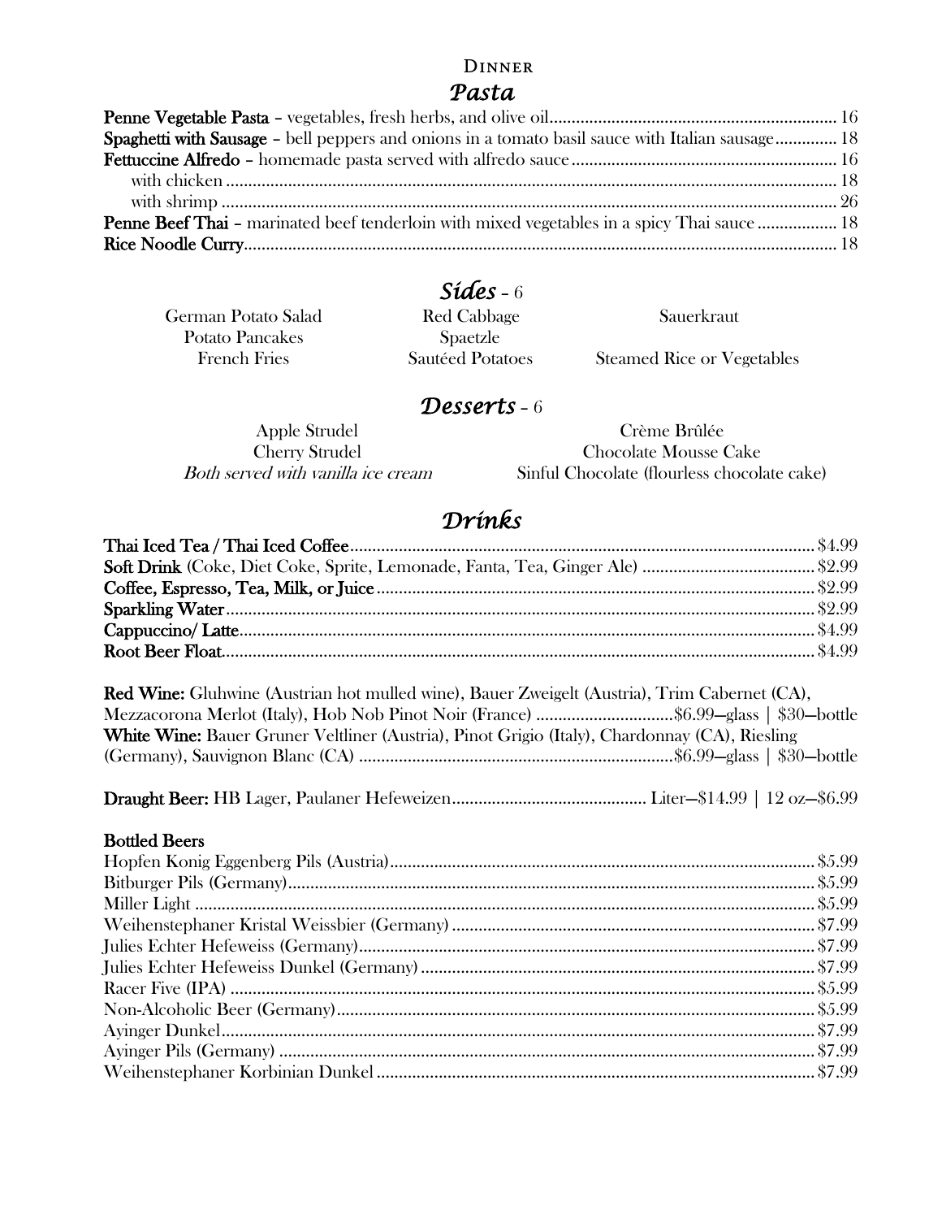# Dinner

## Pasta

**Penne Vegetable Pasta** – vegetables, fresh herbs, and olive oil ... 16
**Spaghetti with Sausage** – bell peppers and onions in a tomato basil sauce with Italian sausage ... 18
**Fettuccine Alfredo** – homemade pasta served with alfredo sauce ... 16
with chicken ... 18
with shrimp ... 26
**Penne Beef Thai** – marinated beef tenderloin with mixed vegetables in a spicy Thai sauce ... 18
**Rice Noodle Curry** ... 18

## Sides – 6

German Potato Salad
Potato Pancakes
French Fries
Red Cabbage
Spaetzle
Sautéed Potatoes
Sauerkraut
Steamed Rice or Vegetables

## Desserts – 6

Apple Strudel
Cherry Strudel
*Both served with vanilla ice cream*
Crème Brûlée
Chocolate Mousse Cake
Sinful Chocolate (flourless chocolate cake)

## Drinks

**Thai Iced Tea / Thai Iced Coffee** ... $4.99
**Soft Drink** (Coke, Diet Coke, Sprite, Lemonade, Fanta, Tea, Ginger Ale) ... $2.99
**Coffee, Espresso, Tea, Milk, or Juice** ... $2.99
**Sparkling Water** ... $2.99
**Cappuccino/ Latte** ... $4.99
**Root Beer Float** ... $4.99

**Red Wine:** Gluhwine (Austrian hot mulled wine), Bauer Zweigelt (Austria), Trim Cabernet (CA), Mezzacorona Merlot (Italy), Hob Nob Pinot Noir (France) ... $6.99—glass | $30—bottle
**White Wine:** Bauer Gruner Veltliner (Austria), Pinot Grigio (Italy), Chardonnay (CA), Riesling (Germany), Sauvignon Blanc (CA) ... $6.99—glass | $30—bottle

**Draught Beer:** HB Lager, Paulaner Hefeweizen ... Liter—$14.99 | 12 oz—$6.99

**Bottled Beers**

Hopfen Konig Eggenberg Pils (Austria) ... $5.99
Bitburger Pils (Germany) ... $5.99
Miller Light ... $5.99
Weihenstephaner Kristal Weissbier (Germany) ... $7.99
Julies Echter Hefeweiss (Germany) ... $7.99
Julies Echter Hefeweiss Dunkel (Germany) ... $7.99
Racer Five (IPA) ... $5.99
Non-Alcoholic Beer (Germany) ... $5.99
Ayinger Dunkel ... $7.99
Ayinger Pils (Germany) ... $7.99
Weihenstephaner Korbinian Dunkel ... $7.99